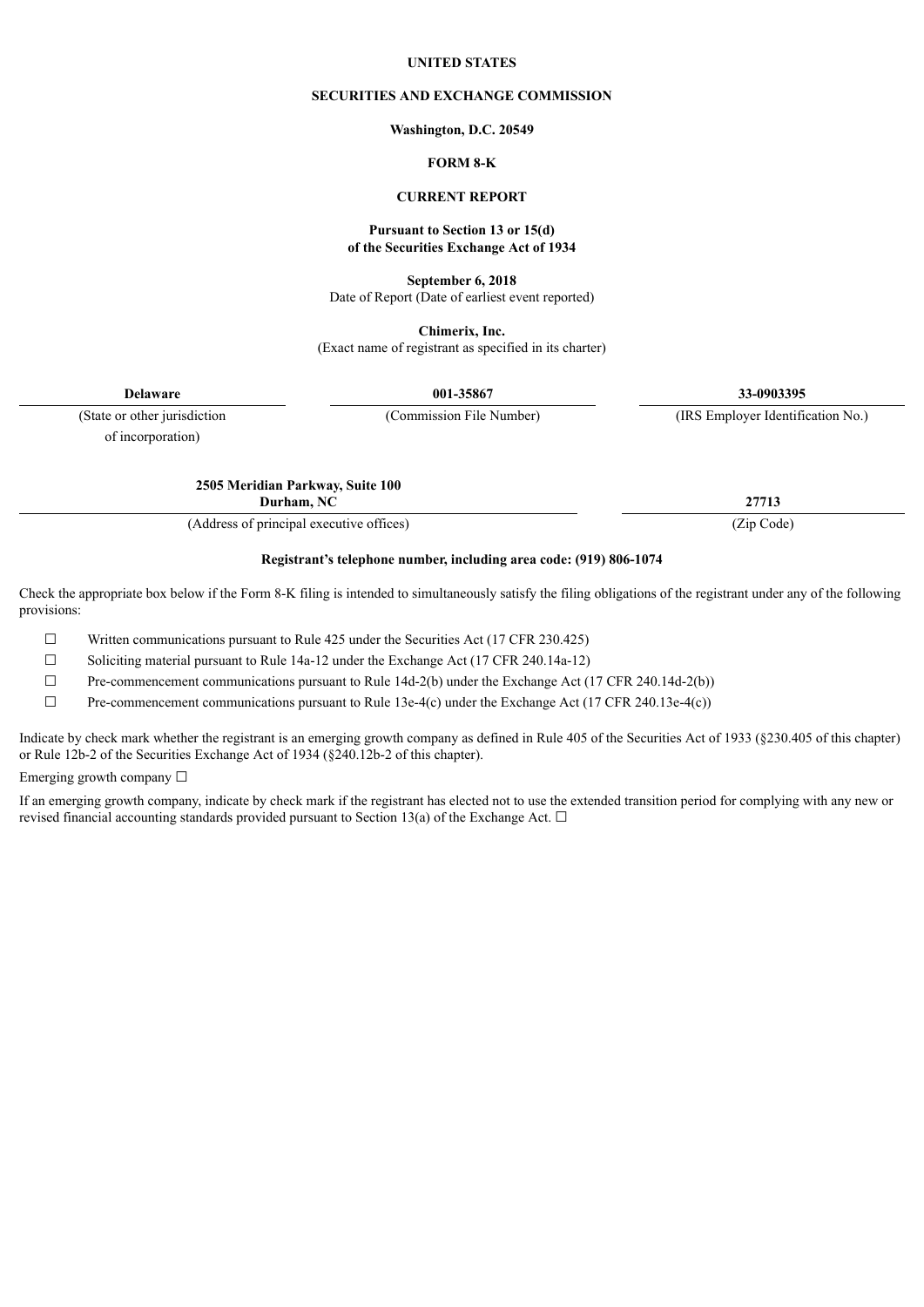# UNITED STATES

# SECURITIES AND EXCHANGE COMMISSION

**Washington, D.C. 20549**

## FORM 8-K

## CURRENT REPORT

**Pursuant to Section 13 or 15(d)**
**of the Securities Exchange Act of 1934**

**September 6, 2018**
Date of Report (Date of earliest event reported)

**Chimerix, Inc.**
(Exact name of registrant as specified in its charter)

| **Delaware** | **001-35867** | **33-0903395** |
|---|---|---|
| (State or other jurisdiction of incorporation) | (Commission File Number) | (IRS Employer Identification No.) |

| **2505 Meridian Parkway, Suite 100 Durham, NC** | **27713** |
|---|---|
| (Address of principal executive offices) | (Zip Code) |

**Registrant's telephone number, including area code: (919) 806-1074**

Check the appropriate box below if the Form 8-K filing is intended to simultaneously satisfy the filing obligations of the registrant under any of the following provisions:

☐ Written communications pursuant to Rule 425 under the Securities Act (17 CFR 230.425)

☐ Soliciting material pursuant to Rule 14a-12 under the Exchange Act (17 CFR 240.14a-12)

☐ Pre-commencement communications pursuant to Rule 14d-2(b) under the Exchange Act (17 CFR 240.14d-2(b))

☐ Pre-commencement communications pursuant to Rule 13e-4(c) under the Exchange Act (17 CFR 240.13e-4(c))

Indicate by check mark whether the registrant is an emerging growth company as defined in Rule 405 of the Securities Act of 1933 (§230.405 of this chapter) or Rule 12b-2 of the Securities Exchange Act of 1934 (§240.12b-2 of this chapter).

Emerging growth company ☐

If an emerging growth company, indicate by check mark if the registrant has elected not to use the extended transition period for complying with any new or revised financial accounting standards provided pursuant to Section 13(a) of the Exchange Act. ☐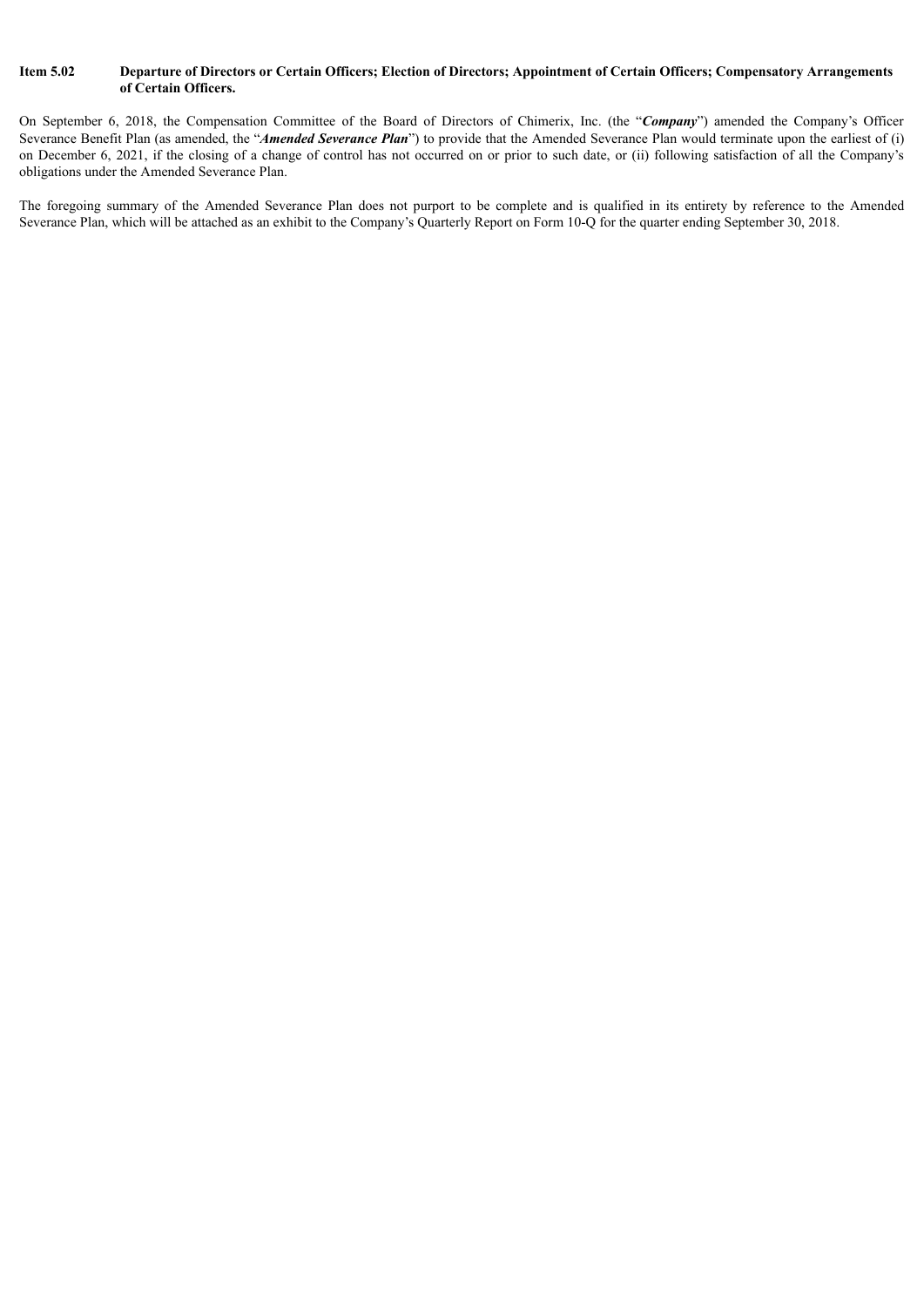**Item 5.02 Departure of Directors or Certain Officers; Election of Directors; Appointment of Certain Officers; Compensatory Arrangements of Certain Officers.**

On September 6, 2018, the Compensation Committee of the Board of Directors of Chimerix, Inc. (the "***Company***") amended the Company's Officer Severance Benefit Plan (as amended, the "***Amended Severance Plan***") to provide that the Amended Severance Plan would terminate upon the earliest of (i) on December 6, 2021, if the closing of a change of control has not occurred on or prior to such date, or (ii) following satisfaction of all the Company's obligations under the Amended Severance Plan.

The foregoing summary of the Amended Severance Plan does not purport to be complete and is qualified in its entirety by reference to the Amended Severance Plan, which will be attached as an exhibit to the Company's Quarterly Report on Form 10-Q for the quarter ending September 30, 2018.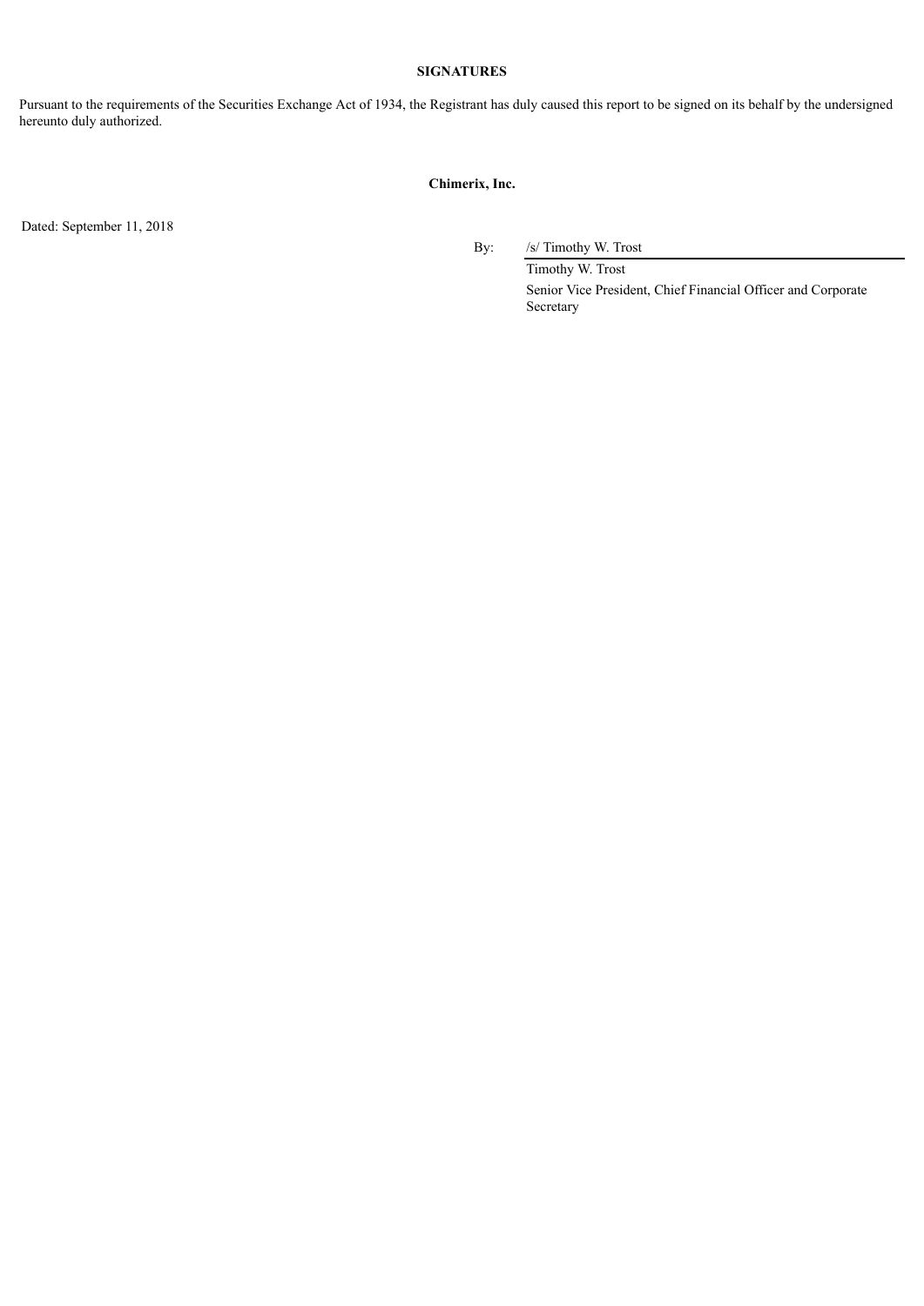**SIGNATURES**

Pursuant to the requirements of the Securities Exchange Act of 1934, the Registrant has duly caused this report to be signed on its behalf by the undersigned hereunto duly authorized.

**Chimerix, Inc.**

Dated: September 11, 2018

By: /s/ Timothy W. Trost

Timothy W. Trost

Senior Vice President, Chief Financial Officer and Corporate Secretary